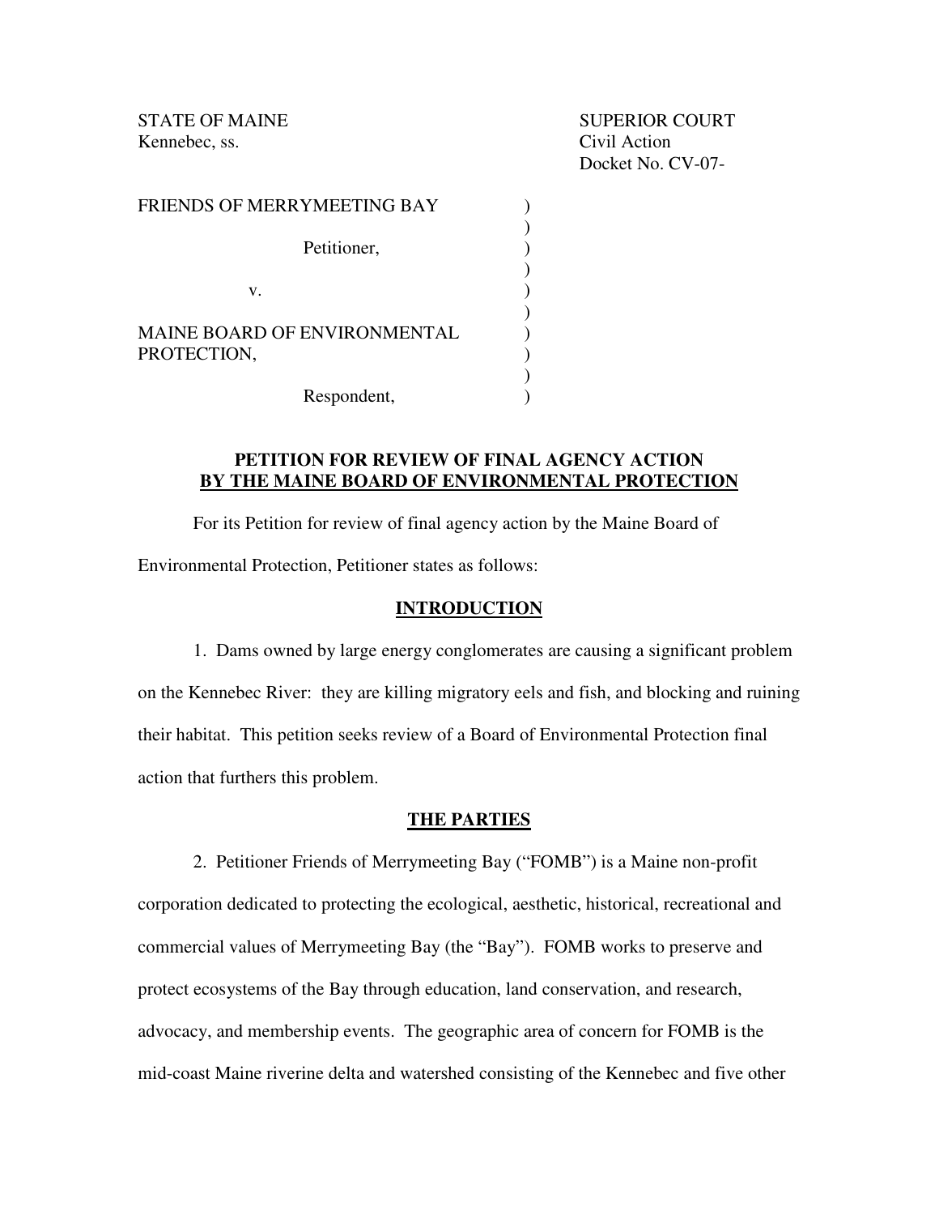STATE OF MAINE  
Kennebec, ss.

SUPERIOR COURT  
Civil Action  
Docket No. CV-07-

FRIENDS OF MERRYMEETING BAY )  
)  
Petitioner, )  
)  
v. )  
)  
MAINE BOARD OF ENVIRONMENTAL )  
PROTECTION, )  
)  
Respondent, )

**PETITION FOR REVIEW OF FINAL AGENCY ACTION**  
**<u>BY THE MAINE BOARD OF ENVIRONMENTAL PROTECTION</u>**

For its Petition for review of final agency action by the Maine Board of Environmental Protection, Petitioner states as follows:

## <u>INTRODUCTION</u>

1. Dams owned by large energy conglomerates are causing a significant problem on the Kennebec River: they are killing migratory eels and fish, and blocking and ruining their habitat. This petition seeks review of a Board of Environmental Protection final action that furthers this problem.

## <u>THE PARTIES</u>

2. Petitioner Friends of Merrymeeting Bay ("FOMB") is a Maine non-profit corporation dedicated to protecting the ecological, aesthetic, historical, recreational and commercial values of Merrymeeting Bay (the "Bay"). FOMB works to preserve and protect ecosystems of the Bay through education, land conservation, and research, advocacy, and membership events. The geographic area of concern for FOMB is the mid-coast Maine riverine delta and watershed consisting of the Kennebec and five other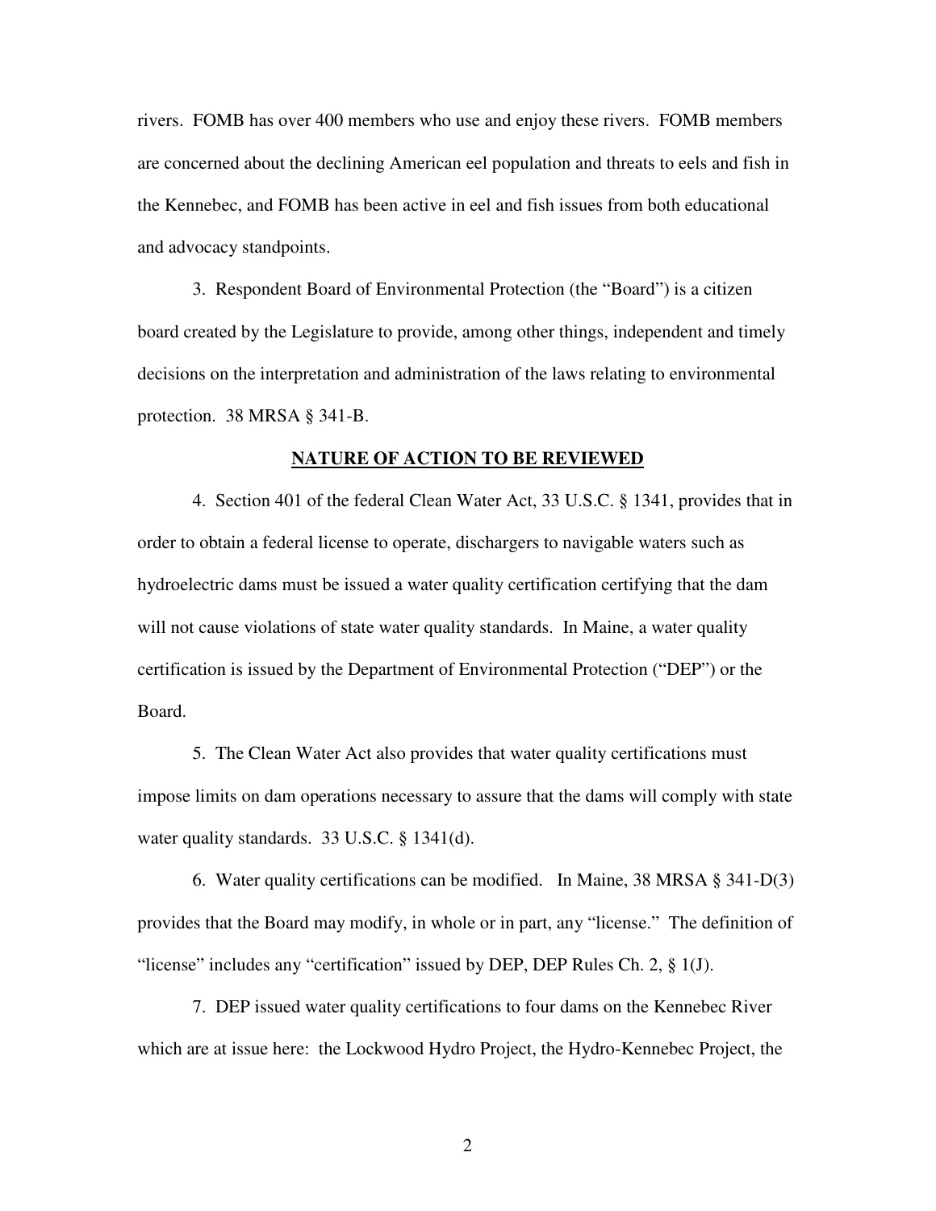rivers. FOMB has over 400 members who use and enjoy these rivers. FOMB members are concerned about the declining American eel population and threats to eels and fish in the Kennebec, and FOMB has been active in eel and fish issues from both educational and advocacy standpoints.

3. Respondent Board of Environmental Protection (the "Board") is a citizen board created by the Legislature to provide, among other things, independent and timely decisions on the interpretation and administration of the laws relating to environmental protection. 38 MRSA § 341-B.

## **NATURE OF ACTION TO BE REVIEWED**

4. Section 401 of the federal Clean Water Act, 33 U.S.C. § 1341, provides that in order to obtain a federal license to operate, dischargers to navigable waters such as hydroelectric dams must be issued a water quality certification certifying that the dam will not cause violations of state water quality standards. In Maine, a water quality certification is issued by the Department of Environmental Protection ("DEP") or the Board.

5. The Clean Water Act also provides that water quality certifications must impose limits on dam operations necessary to assure that the dams will comply with state water quality standards. 33 U.S.C. § 1341(d).

6. Water quality certifications can be modified. In Maine, 38 MRSA § 341-D(3) provides that the Board may modify, in whole or in part, any "license." The definition of "license" includes any "certification" issued by DEP, DEP Rules Ch. 2, § 1(J).

7. DEP issued water quality certifications to four dams on the Kennebec River which are at issue here: the Lockwood Hydro Project, the Hydro-Kennebec Project, the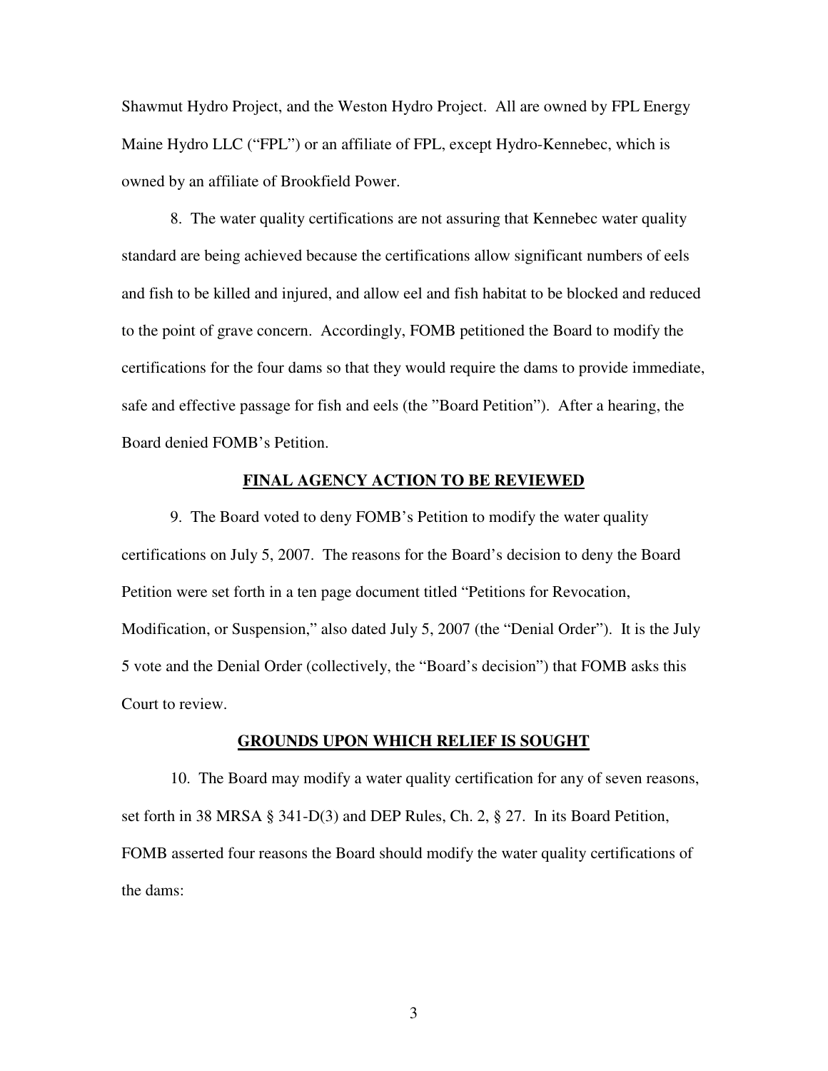Shawmut Hydro Project, and the Weston Hydro Project. All are owned by FPL Energy Maine Hydro LLC ("FPL") or an affiliate of FPL, except Hydro-Kennebec, which is owned by an affiliate of Brookfield Power.

8. The water quality certifications are not assuring that Kennebec water quality standard are being achieved because the certifications allow significant numbers of eels and fish to be killed and injured, and allow eel and fish habitat to be blocked and reduced to the point of grave concern. Accordingly, FOMB petitioned the Board to modify the certifications for the four dams so that they would require the dams to provide immediate, safe and effective passage for fish and eels (the "Board Petition"). After a hearing, the Board denied FOMB's Petition.

**FINAL AGENCY ACTION TO BE REVIEWED**

9. The Board voted to deny FOMB's Petition to modify the water quality certifications on July 5, 2007. The reasons for the Board's decision to deny the Board Petition were set forth in a ten page document titled "Petitions for Revocation, Modification, or Suspension," also dated July 5, 2007 (the "Denial Order"). It is the July 5 vote and the Denial Order (collectively, the "Board's decision") that FOMB asks this Court to review.

**GROUNDS UPON WHICH RELIEF IS SOUGHT**

10. The Board may modify a water quality certification for any of seven reasons, set forth in 38 MRSA § 341-D(3) and DEP Rules, Ch. 2, § 27. In its Board Petition, FOMB asserted four reasons the Board should modify the water quality certifications of the dams: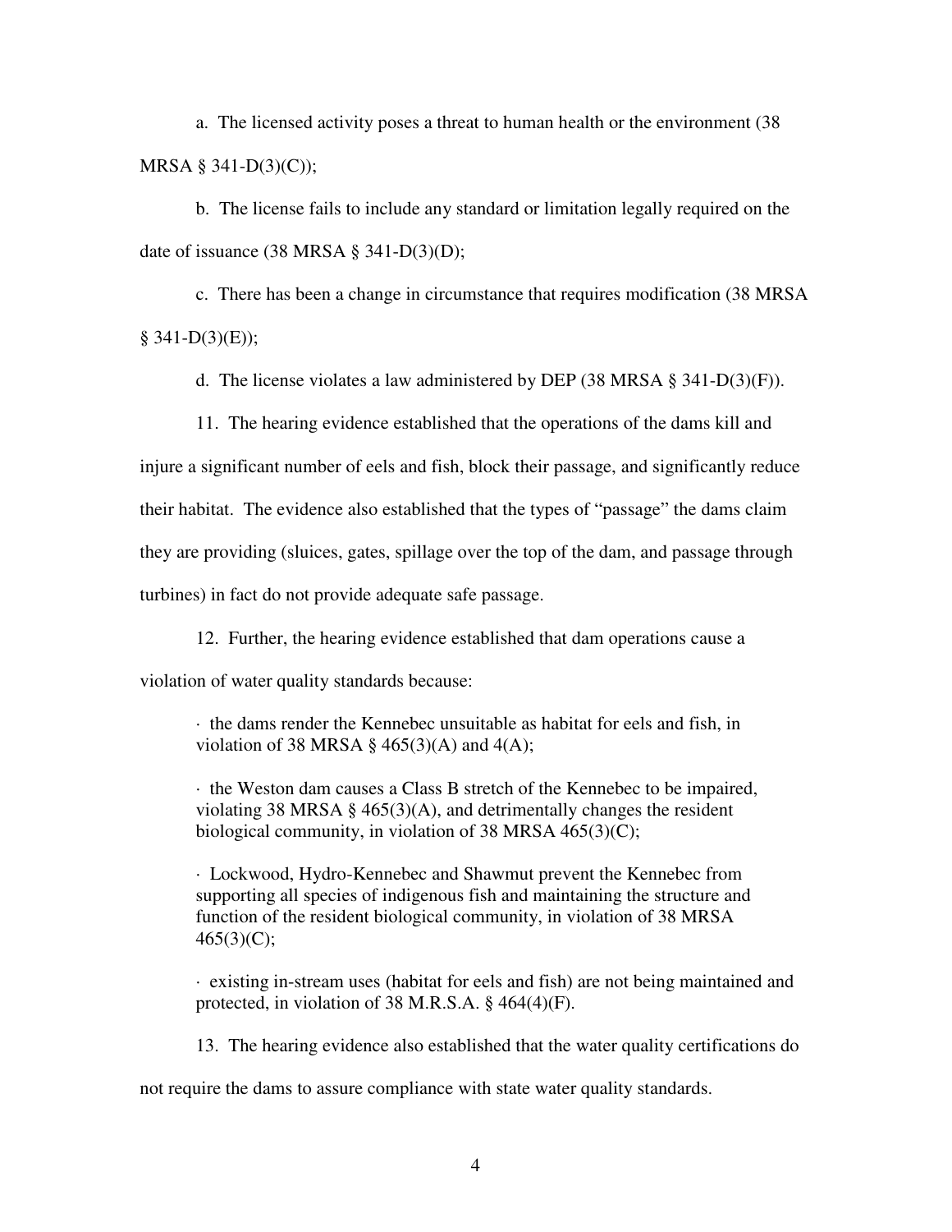a. The licensed activity poses a threat to human health or the environment (38 MRSA § 341-D(3)(C));

b. The license fails to include any standard or limitation legally required on the date of issuance (38 MRSA § 341-D(3)(D);

c. There has been a change in circumstance that requires modification (38 MRSA § 341-D(3)(E));

d. The license violates a law administered by DEP (38 MRSA § 341-D(3)(F)).

11. The hearing evidence established that the operations of the dams kill and injure a significant number of eels and fish, block their passage, and significantly reduce their habitat. The evidence also established that the types of "passage" the dams claim they are providing (sluices, gates, spillage over the top of the dam, and passage through turbines) in fact do not provide adequate safe passage.

12. Further, the hearing evidence established that dam operations cause a violation of water quality standards because:

> · the dams render the Kennebec unsuitable as habitat for eels and fish, in violation of 38 MRSA § 465(3)(A) and 4(A);
>
> · the Weston dam causes a Class B stretch of the Kennebec to be impaired, violating 38 MRSA § 465(3)(A), and detrimentally changes the resident biological community, in violation of 38 MRSA 465(3)(C);
>
> · Lockwood, Hydro-Kennebec and Shawmut prevent the Kennebec from supporting all species of indigenous fish and maintaining the structure and function of the resident biological community, in violation of 38 MRSA 465(3)(C);
>
> · existing in-stream uses (habitat for eels and fish) are not being maintained and protected, in violation of 38 M.R.S.A. § 464(4)(F).

13. The hearing evidence also established that the water quality certifications do not require the dams to assure compliance with state water quality standards.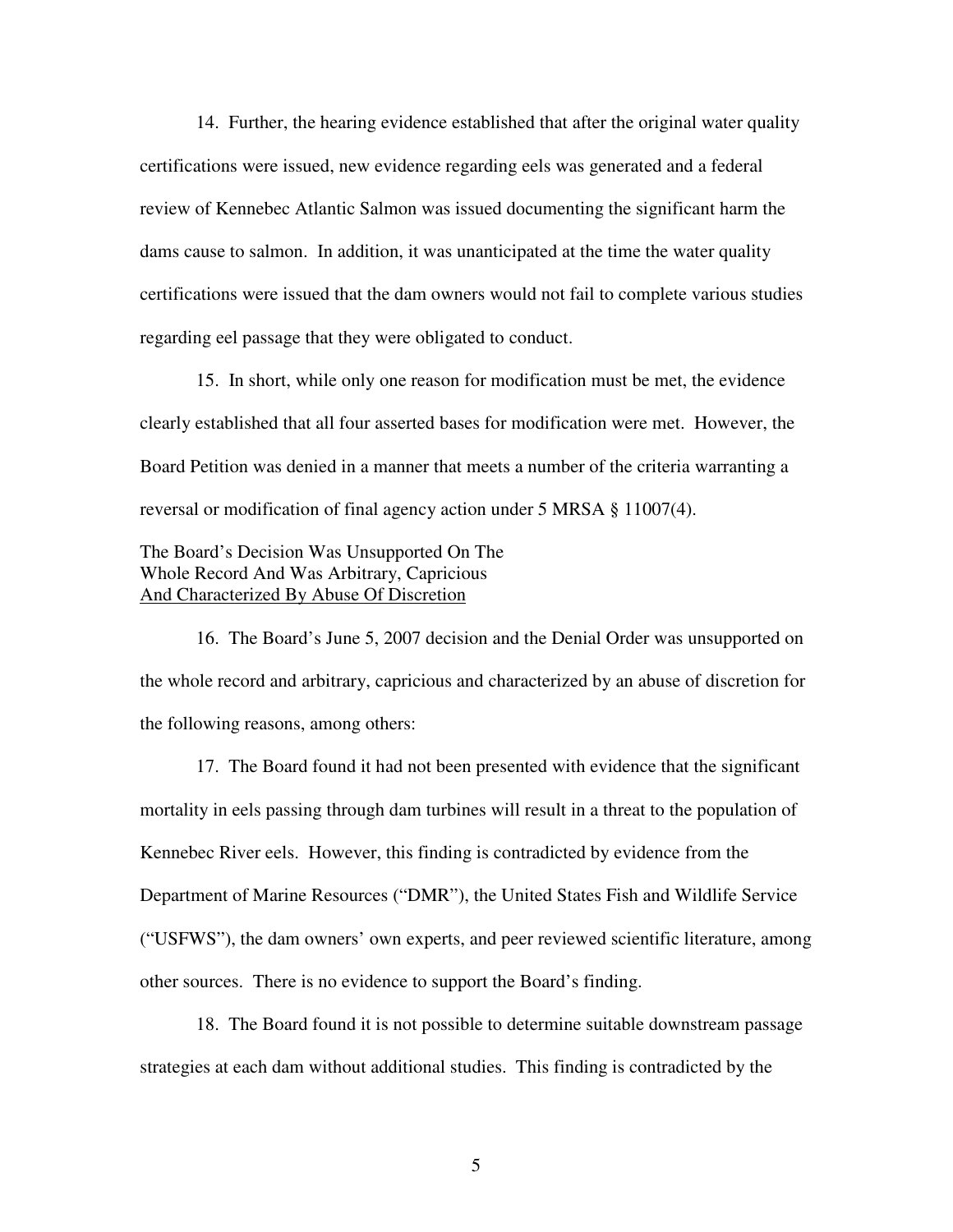14. Further, the hearing evidence established that after the original water quality certifications were issued, new evidence regarding eels was generated and a federal review of Kennebec Atlantic Salmon was issued documenting the significant harm the dams cause to salmon. In addition, it was unanticipated at the time the water quality certifications were issued that the dam owners would not fail to complete various studies regarding eel passage that they were obligated to conduct.

15. In short, while only one reason for modification must be met, the evidence clearly established that all four asserted bases for modification were met. However, the Board Petition was denied in a manner that meets a number of the criteria warranting a reversal or modification of final agency action under 5 MRSA § 11007(4).

The Board's Decision Was Unsupported On The
Whole Record And Was Arbitrary, Capricious
And Characterized By Abuse Of Discretion

16. The Board's June 5, 2007 decision and the Denial Order was unsupported on the whole record and arbitrary, capricious and characterized by an abuse of discretion for the following reasons, among others:

17. The Board found it had not been presented with evidence that the significant mortality in eels passing through dam turbines will result in a threat to the population of Kennebec River eels. However, this finding is contradicted by evidence from the Department of Marine Resources ("DMR"), the United States Fish and Wildlife Service ("USFWS"), the dam owners' own experts, and peer reviewed scientific literature, among other sources. There is no evidence to support the Board's finding.

18. The Board found it is not possible to determine suitable downstream passage strategies at each dam without additional studies. This finding is contradicted by the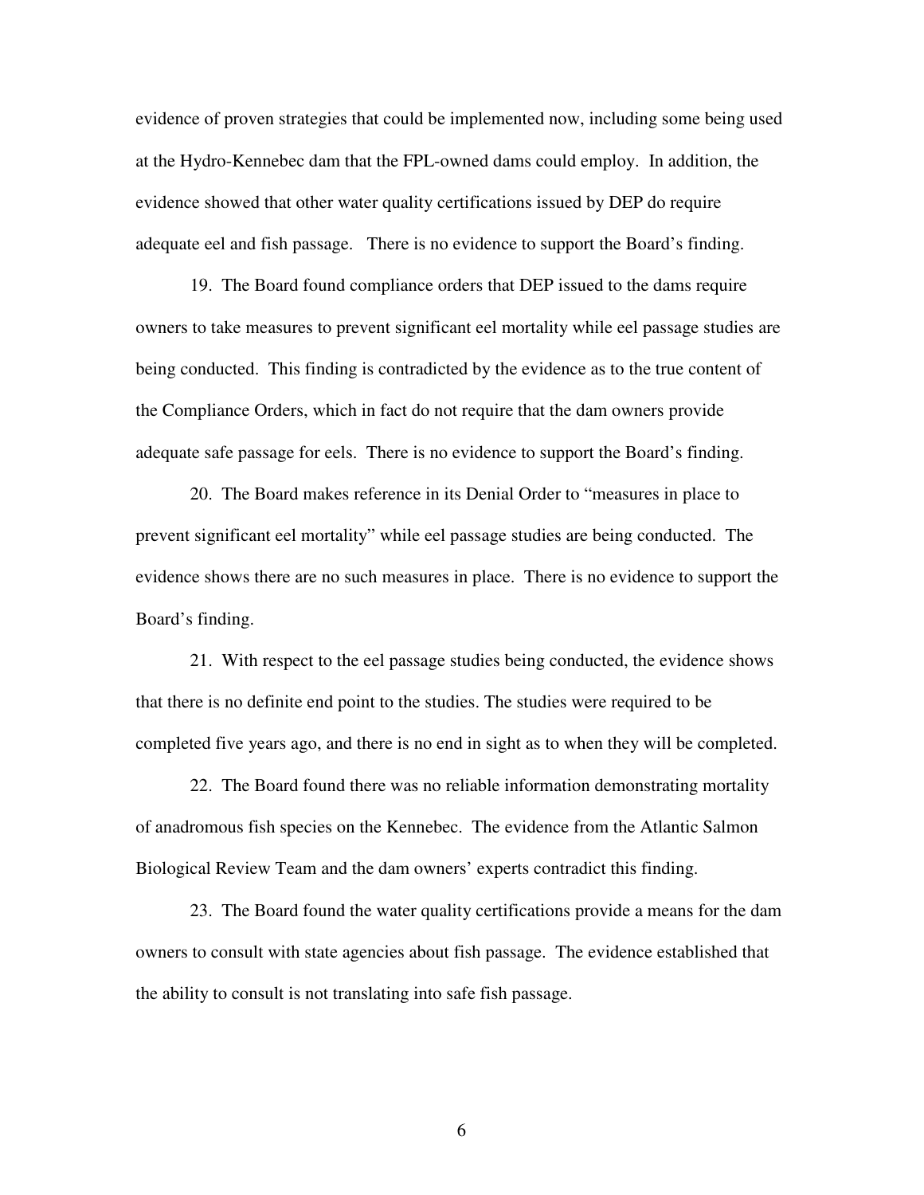evidence of proven strategies that could be implemented now, including some being used at the Hydro-Kennebec dam that the FPL-owned dams could employ. In addition, the evidence showed that other water quality certifications issued by DEP do require adequate eel and fish passage. There is no evidence to support the Board's finding.

19. The Board found compliance orders that DEP issued to the dams require owners to take measures to prevent significant eel mortality while eel passage studies are being conducted. This finding is contradicted by the evidence as to the true content of the Compliance Orders, which in fact do not require that the dam owners provide adequate safe passage for eels. There is no evidence to support the Board's finding.

20. The Board makes reference in its Denial Order to "measures in place to prevent significant eel mortality" while eel passage studies are being conducted. The evidence shows there are no such measures in place. There is no evidence to support the Board's finding.

21. With respect to the eel passage studies being conducted, the evidence shows that there is no definite end point to the studies. The studies were required to be completed five years ago, and there is no end in sight as to when they will be completed.

22. The Board found there was no reliable information demonstrating mortality of anadromous fish species on the Kennebec. The evidence from the Atlantic Salmon Biological Review Team and the dam owners' experts contradict this finding.

23. The Board found the water quality certifications provide a means for the dam owners to consult with state agencies about fish passage. The evidence established that the ability to consult is not translating into safe fish passage.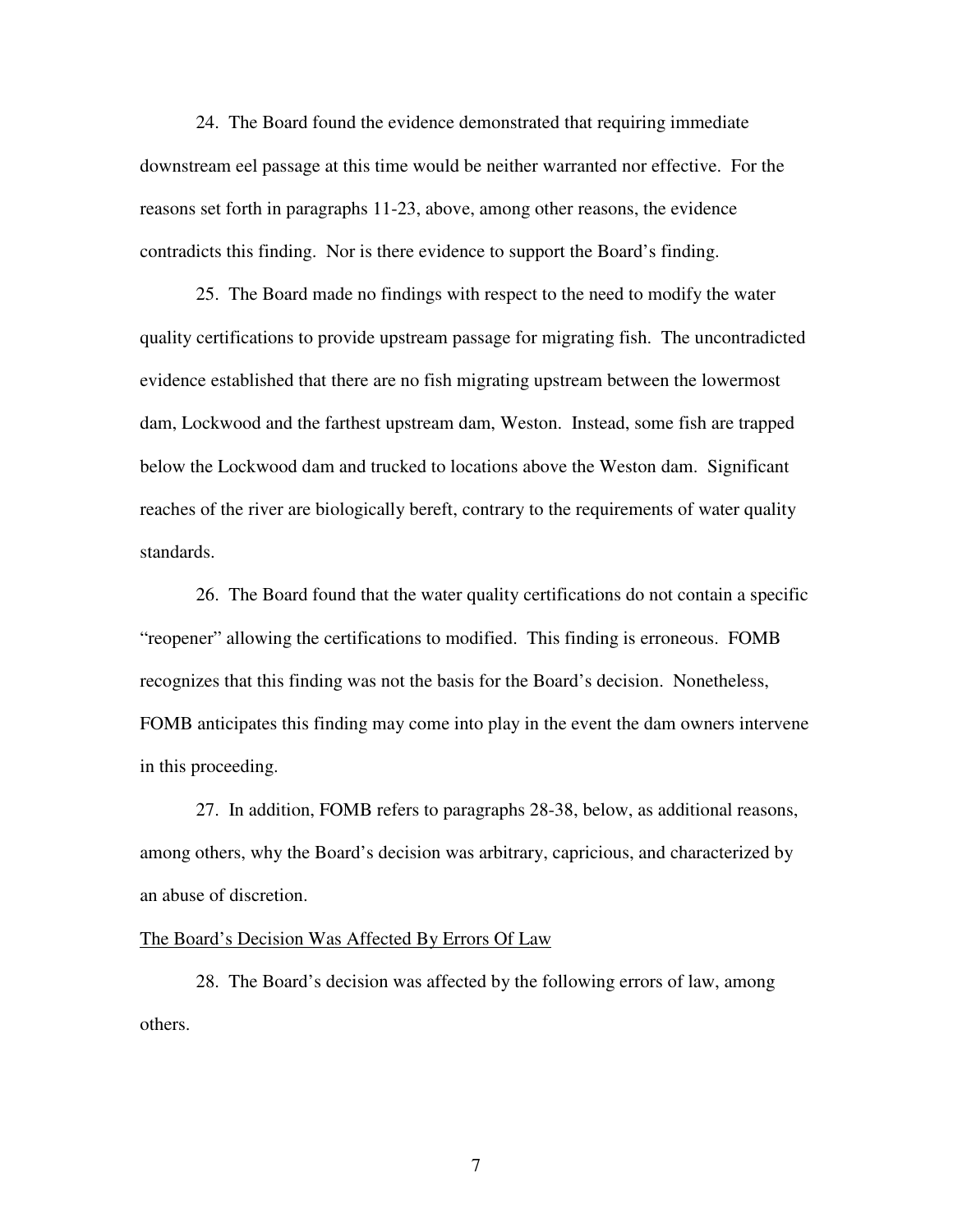24. The Board found the evidence demonstrated that requiring immediate downstream eel passage at this time would be neither warranted nor effective. For the reasons set forth in paragraphs 11-23, above, among other reasons, the evidence contradicts this finding. Nor is there evidence to support the Board's finding.

25. The Board made no findings with respect to the need to modify the water quality certifications to provide upstream passage for migrating fish. The uncontradicted evidence established that there are no fish migrating upstream between the lowermost dam, Lockwood and the farthest upstream dam, Weston. Instead, some fish are trapped below the Lockwood dam and trucked to locations above the Weston dam. Significant reaches of the river are biologically bereft, contrary to the requirements of water quality standards.

26. The Board found that the water quality certifications do not contain a specific "reopener" allowing the certifications to modified. This finding is erroneous. FOMB recognizes that this finding was not the basis for the Board's decision. Nonetheless, FOMB anticipates this finding may come into play in the event the dam owners intervene in this proceeding.

27. In addition, FOMB refers to paragraphs 28-38, below, as additional reasons, among others, why the Board's decision was arbitrary, capricious, and characterized by an abuse of discretion.

<u>The Board's Decision Was Affected By Errors Of Law</u>

28. The Board's decision was affected by the following errors of law, among others.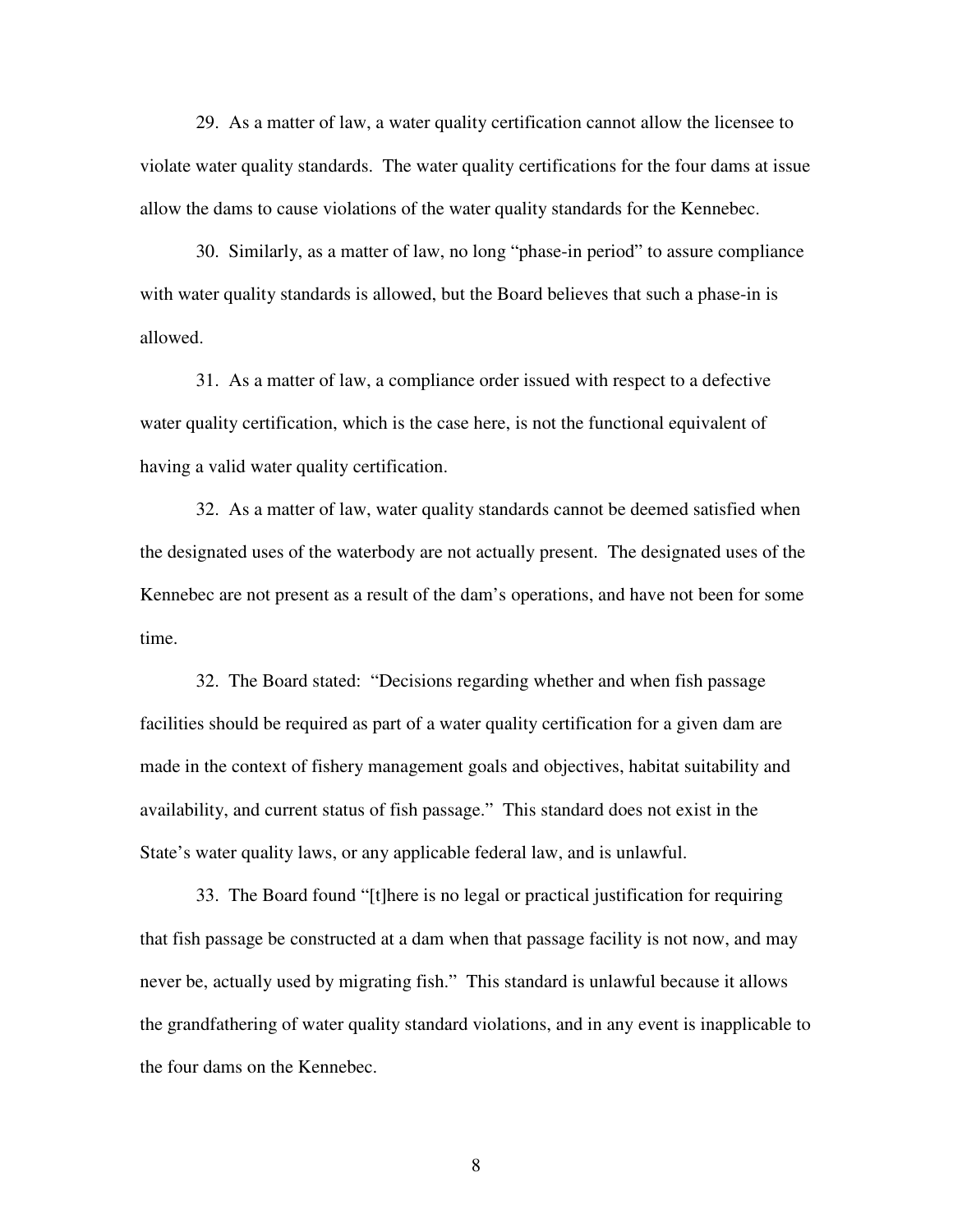29. As a matter of law, a water quality certification cannot allow the licensee to violate water quality standards. The water quality certifications for the four dams at issue allow the dams to cause violations of the water quality standards for the Kennebec.

30. Similarly, as a matter of law, no long "phase-in period" to assure compliance with water quality standards is allowed, but the Board believes that such a phase-in is allowed.

31. As a matter of law, a compliance order issued with respect to a defective water quality certification, which is the case here, is not the functional equivalent of having a valid water quality certification.

32. As a matter of law, water quality standards cannot be deemed satisfied when the designated uses of the waterbody are not actually present. The designated uses of the Kennebec are not present as a result of the dam's operations, and have not been for some time.

32. The Board stated: "Decisions regarding whether and when fish passage facilities should be required as part of a water quality certification for a given dam are made in the context of fishery management goals and objectives, habitat suitability and availability, and current status of fish passage." This standard does not exist in the State's water quality laws, or any applicable federal law, and is unlawful.

33. The Board found "[t]here is no legal or practical justification for requiring that fish passage be constructed at a dam when that passage facility is not now, and may never be, actually used by migrating fish." This standard is unlawful because it allows the grandfathering of water quality standard violations, and in any event is inapplicable to the four dams on the Kennebec.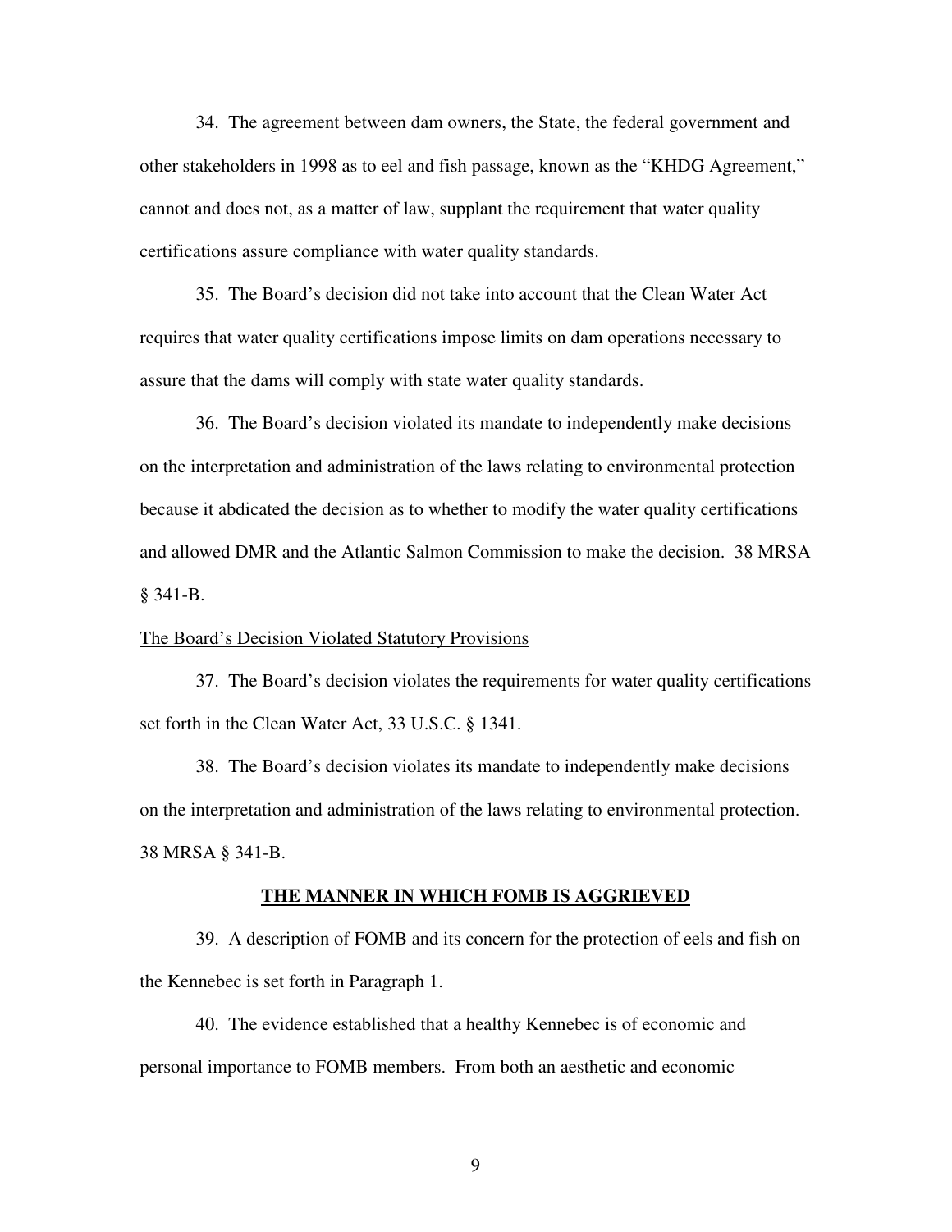34. The agreement between dam owners, the State, the federal government and other stakeholders in 1998 as to eel and fish passage, known as the "KHDG Agreement," cannot and does not, as a matter of law, supplant the requirement that water quality certifications assure compliance with water quality standards.

35. The Board's decision did not take into account that the Clean Water Act requires that water quality certifications impose limits on dam operations necessary to assure that the dams will comply with state water quality standards.

36. The Board's decision violated its mandate to independently make decisions on the interpretation and administration of the laws relating to environmental protection because it abdicated the decision as to whether to modify the water quality certifications and allowed DMR and the Atlantic Salmon Commission to make the decision. 38 MRSA § 341-B.

<u>The Board's Decision Violated Statutory Provisions</u>

37. The Board's decision violates the requirements for water quality certifications set forth in the Clean Water Act, 33 U.S.C. § 1341.

38. The Board's decision violates its mandate to independently make decisions on the interpretation and administration of the laws relating to environmental protection. 38 MRSA § 341-B.

## **THE MANNER IN WHICH FOMB IS AGGRIEVED**

39. A description of FOMB and its concern for the protection of eels and fish on the Kennebec is set forth in Paragraph 1.

40. The evidence established that a healthy Kennebec is of economic and personal importance to FOMB members. From both an aesthetic and economic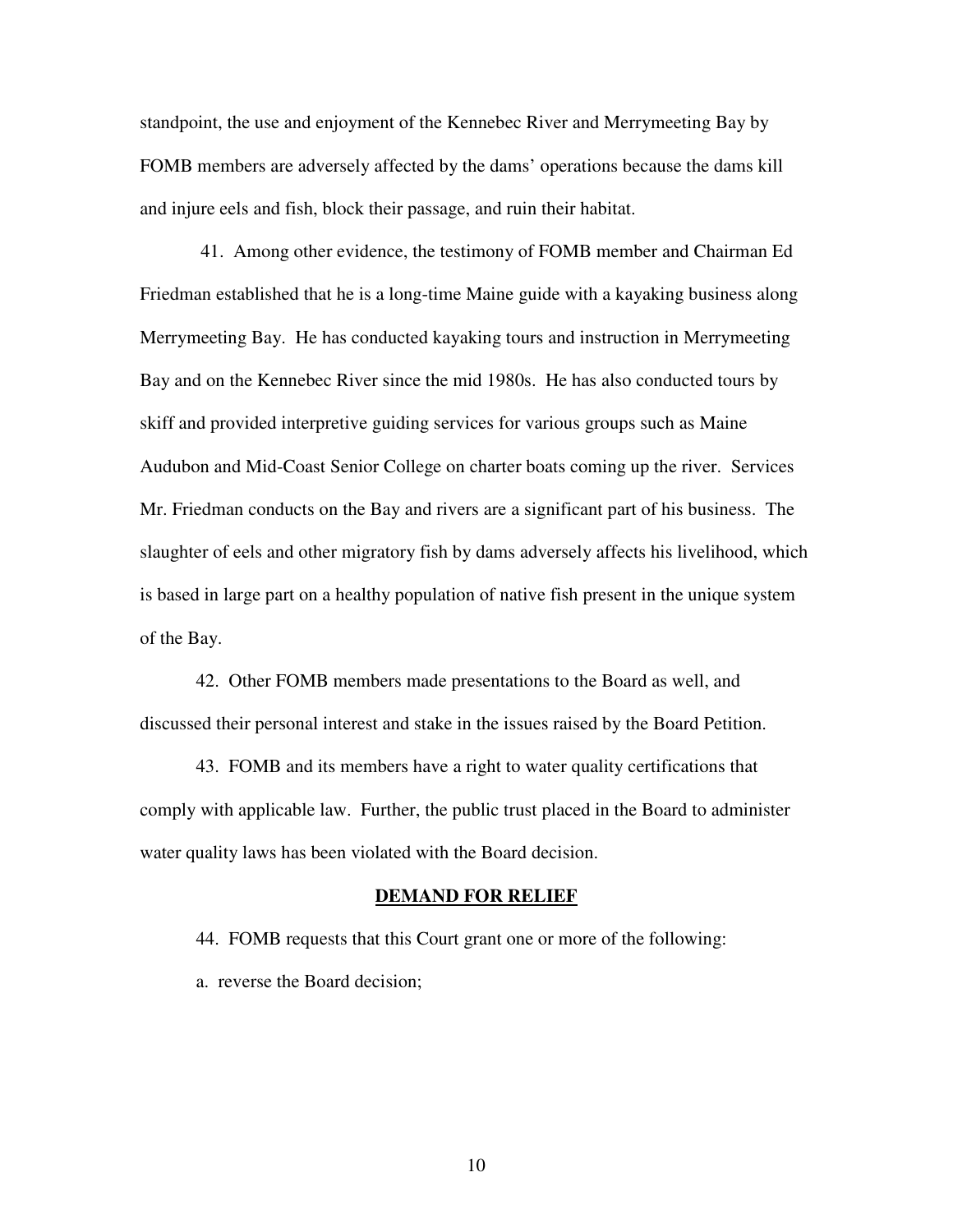standpoint, the use and enjoyment of the Kennebec River and Merrymeeting Bay by FOMB members are adversely affected by the dams' operations because the dams kill and injure eels and fish, block their passage, and ruin their habitat.

41. Among other evidence, the testimony of FOMB member and Chairman Ed Friedman established that he is a long-time Maine guide with a kayaking business along Merrymeeting Bay. He has conducted kayaking tours and instruction in Merrymeeting Bay and on the Kennebec River since the mid 1980s. He has also conducted tours by skiff and provided interpretive guiding services for various groups such as Maine Audubon and Mid-Coast Senior College on charter boats coming up the river. Services Mr. Friedman conducts on the Bay and rivers are a significant part of his business. The slaughter of eels and other migratory fish by dams adversely affects his livelihood, which is based in large part on a healthy population of native fish present in the unique system of the Bay.

42. Other FOMB members made presentations to the Board as well, and discussed their personal interest and stake in the issues raised by the Board Petition.

43. FOMB and its members have a right to water quality certifications that comply with applicable law. Further, the public trust placed in the Board to administer water quality laws has been violated with the Board decision.

**DEMAND FOR RELIEF**

44. FOMB requests that this Court grant one or more of the following:

a. reverse the Board decision;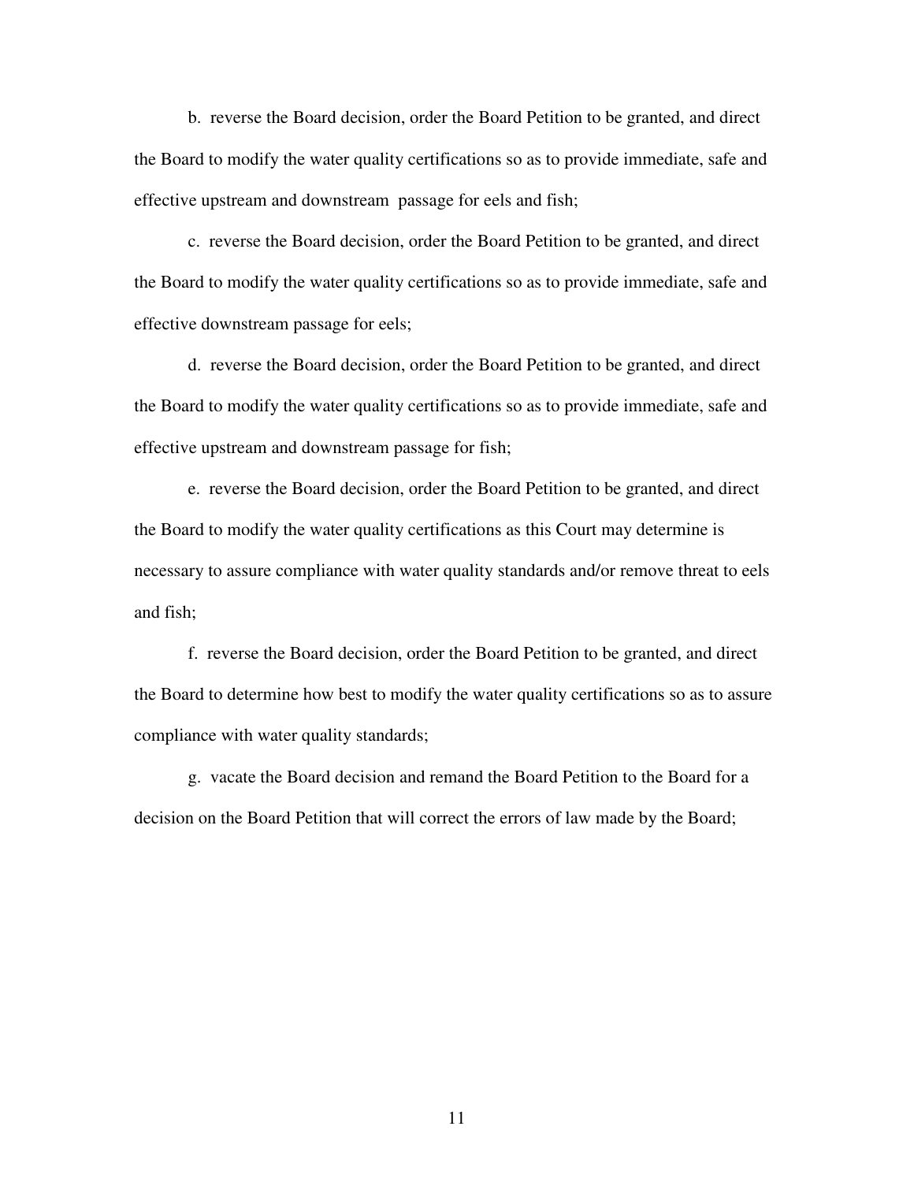b. reverse the Board decision, order the Board Petition to be granted, and direct the Board to modify the water quality certifications so as to provide immediate, safe and effective upstream and downstream passage for eels and fish;

c. reverse the Board decision, order the Board Petition to be granted, and direct the Board to modify the water quality certifications so as to provide immediate, safe and effective downstream passage for eels;

d. reverse the Board decision, order the Board Petition to be granted, and direct the Board to modify the water quality certifications so as to provide immediate, safe and effective upstream and downstream passage for fish;

e. reverse the Board decision, order the Board Petition to be granted, and direct the Board to modify the water quality certifications as this Court may determine is necessary to assure compliance with water quality standards and/or remove threat to eels and fish;

f. reverse the Board decision, order the Board Petition to be granted, and direct the Board to determine how best to modify the water quality certifications so as to assure compliance with water quality standards;

g. vacate the Board decision and remand the Board Petition to the Board for a decision on the Board Petition that will correct the errors of law made by the Board;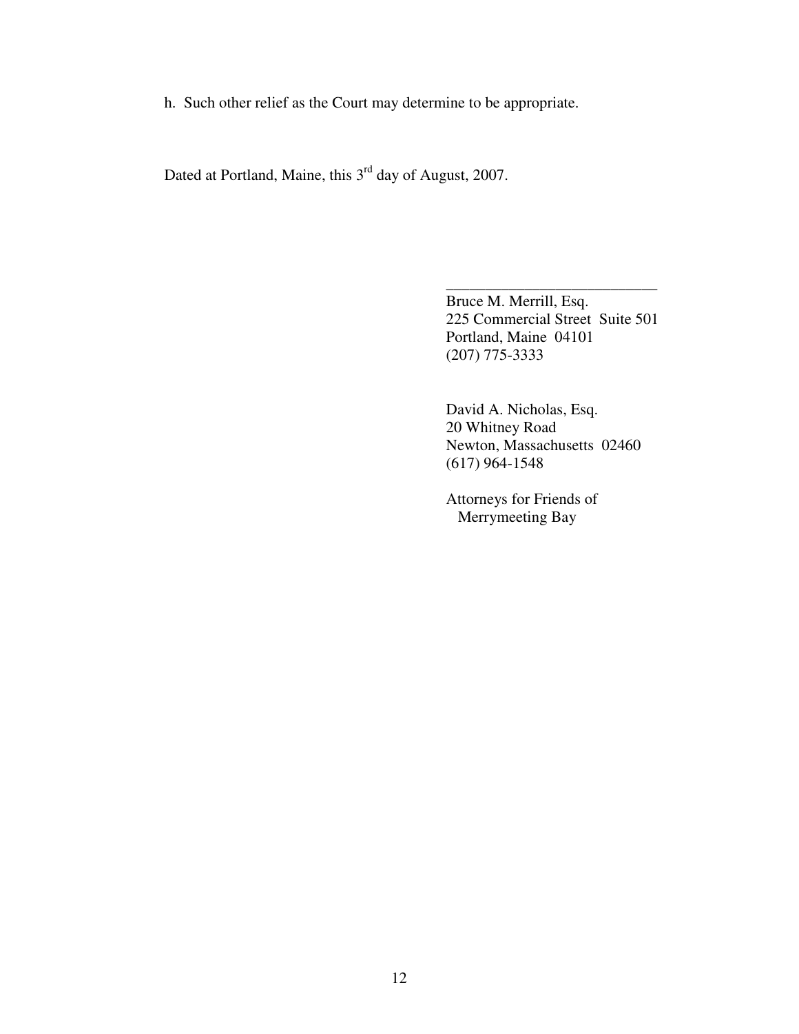h. Such other relief as the Court may determine to be appropriate.

Dated at Portland, Maine, this 3rd day of August, 2007.

\_\_\_\_\_\_\_\_\_\_\_\_\_\_\_\_\_\_\_\_\_\_\_\_\_\_\_\_

Bruce M. Merrill, Esq.
225 Commercial Street Suite 501
Portland, Maine 04101
(207) 775-3333

David A. Nicholas, Esq.
20 Whitney Road
Newton, Massachusetts 02460
(617) 964-1548

Attorneys for Friends of
Merrymeeting Bay